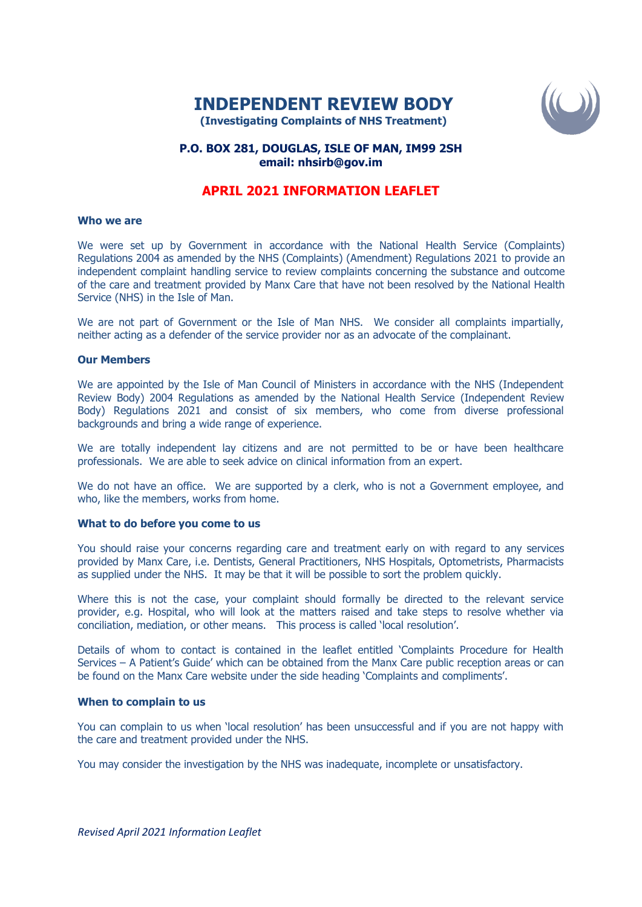# INDEPENDENT REVIEW BODY

**(Investigating Complaints of NHS Treatment)**

**P.O. BOX 281, DOUGLAS, ISLE OF MAN, IM99 2SH**
**email: nhsirb@gov.im**

## APRIL 2021 INFORMATION LEAFLET

### Who we are

We were set up by Government in accordance with the National Health Service (Complaints) Regulations 2004 as amended by the NHS (Complaints) (Amendment) Regulations 2021 to provide an independent complaint handling service to review complaints concerning the substance and outcome of the care and treatment provided by Manx Care that have not been resolved by the National Health Service (NHS) in the Isle of Man.

We are not part of Government or the Isle of Man NHS. We consider all complaints impartially, neither acting as a defender of the service provider nor as an advocate of the complainant.

### Our Members

We are appointed by the Isle of Man Council of Ministers in accordance with the NHS (Independent Review Body) 2004 Regulations as amended by the National Health Service (Independent Review Body) Regulations 2021 and consist of six members, who come from diverse professional backgrounds and bring a wide range of experience.

We are totally independent lay citizens and are not permitted to be or have been healthcare professionals. We are able to seek advice on clinical information from an expert.

We do not have an office. We are supported by a clerk, who is not a Government employee, and who, like the members, works from home.

### What to do before you come to us

You should raise your concerns regarding care and treatment early on with regard to any services provided by Manx Care, i.e. Dentists, General Practitioners, NHS Hospitals, Optometrists, Pharmacists as supplied under the NHS. It may be that it will be possible to sort the problem quickly.

Where this is not the case, your complaint should formally be directed to the relevant service provider, e.g. Hospital, who will look at the matters raised and take steps to resolve whether via conciliation, mediation, or other means. This process is called 'local resolution'.

Details of whom to contact is contained in the leaflet entitled 'Complaints Procedure for Health Services – A Patient's Guide' which can be obtained from the Manx Care public reception areas or can be found on the Manx Care website under the side heading 'Complaints and compliments'.

### When to complain to us

You can complain to us when 'local resolution' has been unsuccessful and if you are not happy with the care and treatment provided under the NHS.

You may consider the investigation by the NHS was inadequate, incomplete or unsatisfactory.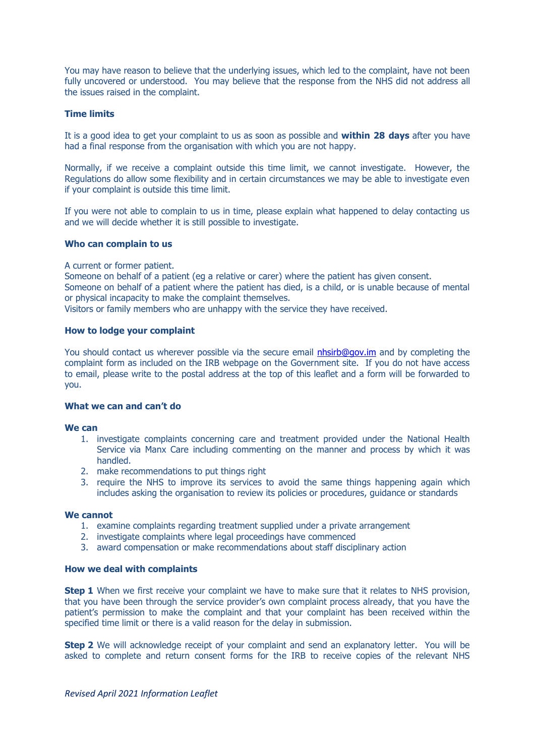You may have reason to believe that the underlying issues, which led to the complaint, have not been fully uncovered or understood. You may believe that the response from the NHS did not address all the issues raised in the complaint.

### Time limits

It is a good idea to get your complaint to us as soon as possible and **within 28 days** after you have had a final response from the organisation with which you are not happy.

Normally, if we receive a complaint outside this time limit, we cannot investigate. However, the Regulations do allow some flexibility and in certain circumstances we may be able to investigate even if your complaint is outside this time limit.

If you were not able to complain to us in time, please explain what happened to delay contacting us and we will decide whether it is still possible to investigate.

### Who can complain to us

A current or former patient.
Someone on behalf of a patient (eg a relative or carer) where the patient has given consent.
Someone on behalf of a patient where the patient has died, is a child, or is unable because of mental or physical incapacity to make the complaint themselves.
Visitors or family members who are unhappy with the service they have received.

### How to lodge your complaint

You should contact us wherever possible via the secure email nhsirb@gov.im and by completing the complaint form as included on the IRB webpage on the Government site. If you do not have access to email, please write to the postal address at the top of this leaflet and a form will be forwarded to you.

### What we can and can't do

**We can**

1. investigate complaints concerning care and treatment provided under the National Health Service via Manx Care including commenting on the manner and process by which it was handled.
2. make recommendations to put things right
3. require the NHS to improve its services to avoid the same things happening again which includes asking the organisation to review its policies or procedures, guidance or standards

**We cannot**

1. examine complaints regarding treatment supplied under a private arrangement
2. investigate complaints where legal proceedings have commenced
3. award compensation or make recommendations about staff disciplinary action

### How we deal with complaints

**Step 1** When we first receive your complaint we have to make sure that it relates to NHS provision, that you have been through the service provider's own complaint process already, that you have the patient's permission to make the complaint and that your complaint has been received within the specified time limit or there is a valid reason for the delay in submission.

**Step 2** We will acknowledge receipt of your complaint and send an explanatory letter. You will be asked to complete and return consent forms for the IRB to receive copies of the relevant NHS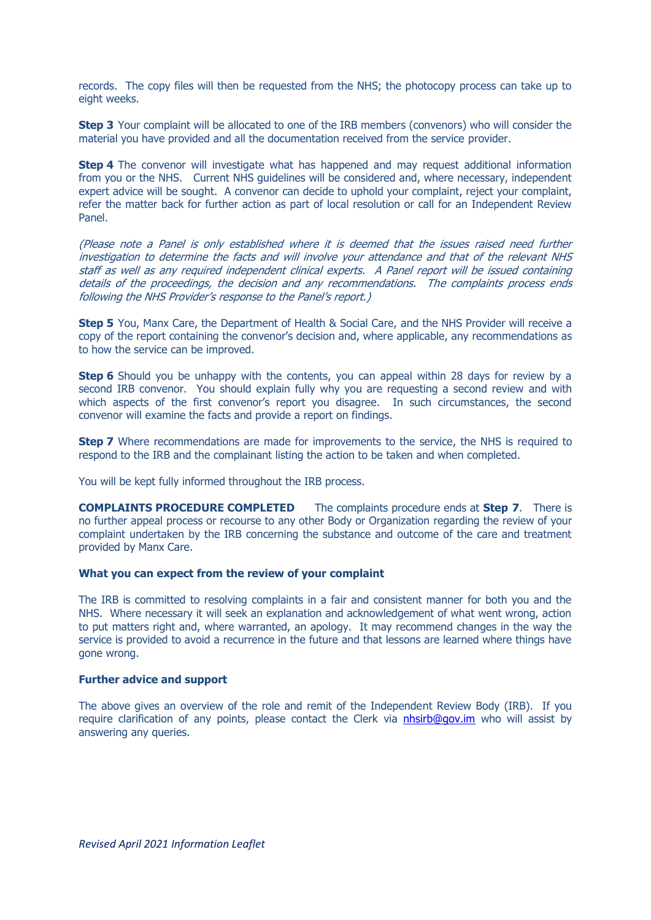records. The copy files will then be requested from the NHS; the photocopy process can take up to eight weeks.

**Step 3** Your complaint will be allocated to one of the IRB members (convenors) who will consider the material you have provided and all the documentation received from the service provider.

**Step 4** The convenor will investigate what has happened and may request additional information from you or the NHS. Current NHS guidelines will be considered and, where necessary, independent expert advice will be sought. A convenor can decide to uphold your complaint, reject your complaint, refer the matter back for further action as part of local resolution or call for an Independent Review Panel.

*(Please note a Panel is only established where it is deemed that the issues raised need further investigation to determine the facts and will involve your attendance and that of the relevant NHS staff as well as any required independent clinical experts. A Panel report will be issued containing details of the proceedings, the decision and any recommendations. The complaints process ends following the NHS Provider's response to the Panel's report.)*

**Step 5** You, Manx Care, the Department of Health & Social Care, and the NHS Provider will receive a copy of the report containing the convenor's decision and, where applicable, any recommendations as to how the service can be improved.

**Step 6** Should you be unhappy with the contents, you can appeal within 28 days for review by a second IRB convenor. You should explain fully why you are requesting a second review and with which aspects of the first convenor's report you disagree. In such circumstances, the second convenor will examine the facts and provide a report on findings.

**Step 7** Where recommendations are made for improvements to the service, the NHS is required to respond to the IRB and the complainant listing the action to be taken and when completed.

You will be kept fully informed throughout the IRB process.

**COMPLAINTS PROCEDURE COMPLETED** The complaints procedure ends at **Step 7**. There is no further appeal process or recourse to any other Body or Organization regarding the review of your complaint undertaken by the IRB concerning the substance and outcome of the care and treatment provided by Manx Care.

### What you can expect from the review of your complaint

The IRB is committed to resolving complaints in a fair and consistent manner for both you and the NHS. Where necessary it will seek an explanation and acknowledgement of what went wrong, action to put matters right and, where warranted, an apology. It may recommend changes in the way the service is provided to avoid a recurrence in the future and that lessons are learned where things have gone wrong.

### Further advice and support

The above gives an overview of the role and remit of the Independent Review Body (IRB). If you require clarification of any points, please contact the Clerk via nhsirb@gov.im who will assist by answering any queries.

*Revised April 2021 Information Leaflet*